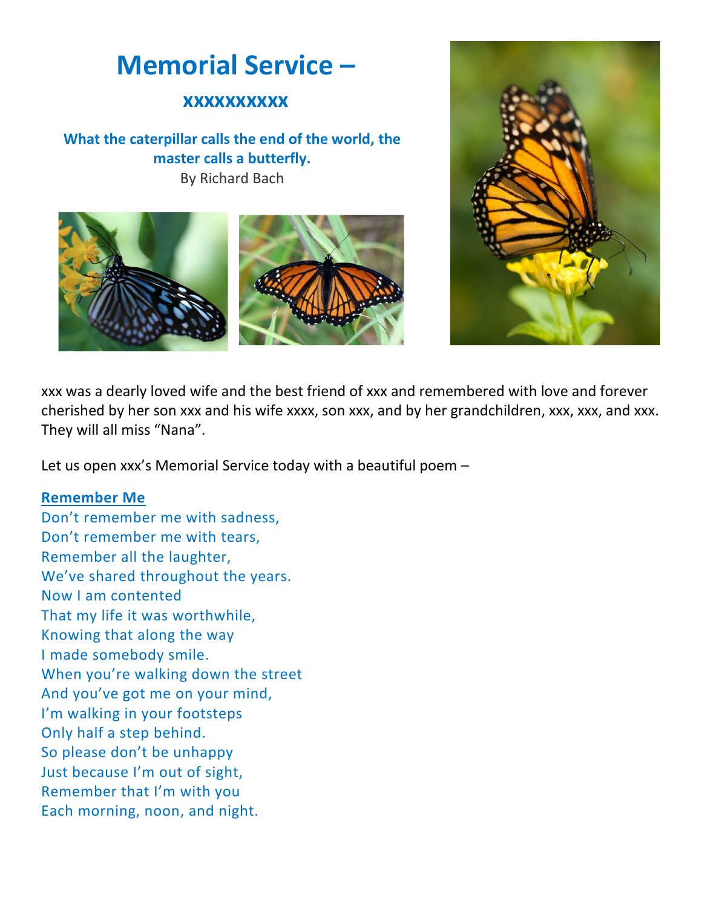# Memorial Service –

## xxxxxxxxxx

**What the caterpillar calls the end of the world, the master calls a butterfly.**

By Richard Bach

xxx was a dearly loved wife and the best friend of xxx and remembered with love and forever cherished by her son xxx and his wife xxxx, son xxx, and by her grandchildren, xxx, xxx, and xxx. They will all miss "Nana".

Let us open xxx's Memorial Service today with a beautiful poem –

**Remember Me**

Don't remember me with sadness,
Don't remember me with tears,
Remember all the laughter,
We've shared throughout the years.
Now I am contented
That my life it was worthwhile,
Knowing that along the way
I made somebody smile.
When you're walking down the street
And you've got me on your mind,
I'm walking in your footsteps
Only half a step behind.
So please don't be unhappy
Just because I'm out of sight,
Remember that I'm with you
Each morning, noon, and night.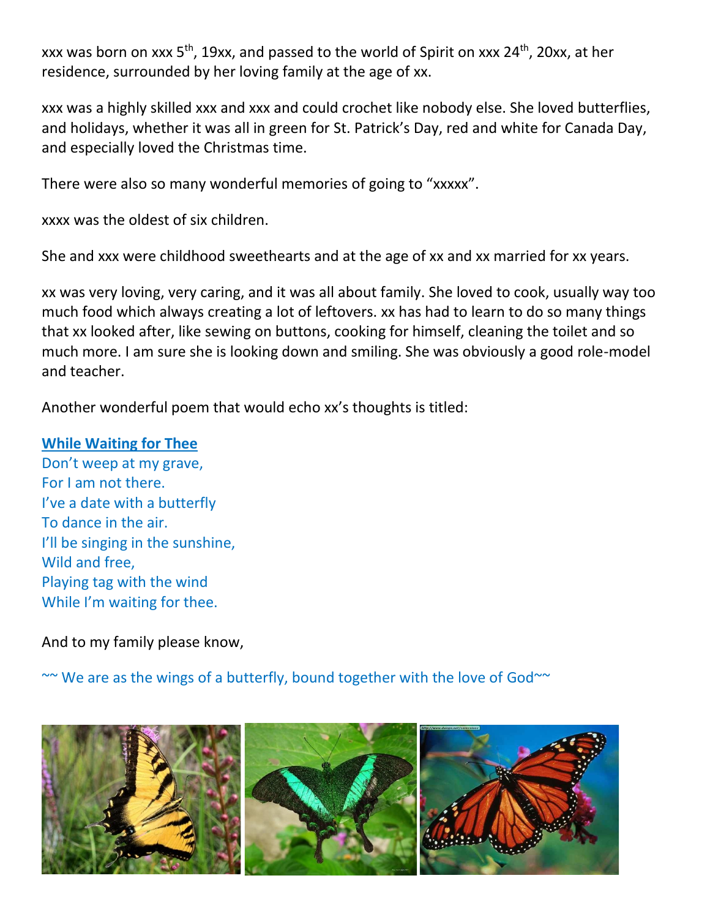xxx was born on xxx 5th, 19xx, and passed to the world of Spirit on xxx 24th, 20xx, at her residence, surrounded by her loving family at the age of xx.

xxx was a highly skilled xxx and xxx and could crochet like nobody else. She loved butterflies, and holidays, whether it was all in green for St. Patrick's Day, red and white for Canada Day, and especially loved the Christmas time.

There were also so many wonderful memories of going to "xxxxx".

xxxx was the oldest of six children.

She and xxx were childhood sweethearts and at the age of xx and xx married for xx years.

xx was very loving, very caring, and it was all about family. She loved to cook, usually way too much food which always creating a lot of leftovers. xx has had to learn to do so many things that xx looked after, like sewing on buttons, cooking for himself, cleaning the toilet and so much more. I am sure she is looking down and smiling. She was obviously a good role-model and teacher.

Another wonderful poem that would echo xx's thoughts is titled:

**While Waiting for Thee**

Don't weep at my grave,
For I am not there.
I've a date with a butterfly
To dance in the air.
I'll be singing in the sunshine,
Wild and free,
Playing tag with the wind
While I'm waiting for thee.

And to my family please know,

~~ We are as the wings of a butterfly, bound together with the love of God~~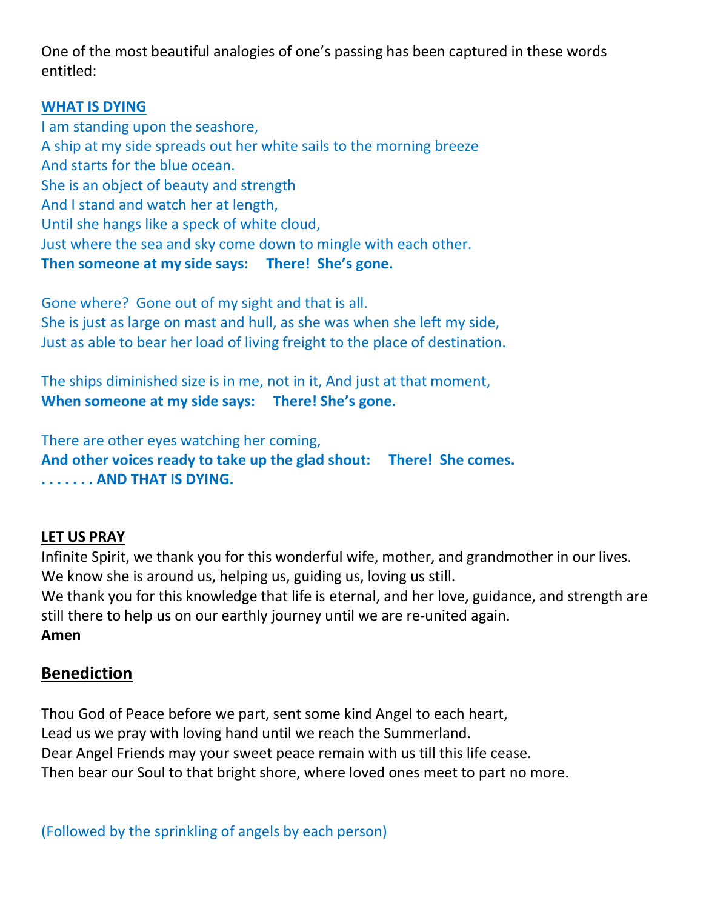One of the most beautiful analogies of one's passing has been captured in these words entitled:

**WHAT IS DYING**

I am standing upon the seashore,
A ship at my side spreads out her white sails to the morning breeze
And starts for the blue ocean.
She is an object of beauty and strength
And I stand and watch her at length,
Until she hangs like a speck of white cloud,
Just where the sea and sky come down to mingle with each other.
**Then someone at my side says:     There!  She's gone.**

Gone where?  Gone out of my sight and that is all.
She is just as large on mast and hull, as she was when she left my side,
Just as able to bear her load of living freight to the place of destination.

The ships diminished size is in me, not in it, And just at that moment,
**When someone at my side says:     There! She's gone.**

There are other eyes watching her coming,
**And other voices ready to take up the glad shout:     There!  She comes.**
**. . . . . . . AND THAT IS DYING.**

**LET US PRAY**

Infinite Spirit, we thank you for this wonderful wife, mother, and grandmother in our lives.
We know she is around us, helping us, guiding us, loving us still.
We thank you for this knowledge that life is eternal, and her love, guidance, and strength are still there to help us on our earthly journey until we are re-united again.
**Amen**

## Benediction

Thou God of Peace before we part, sent some kind Angel to each heart,
Lead us we pray with loving hand until we reach the Summerland.
Dear Angel Friends may your sweet peace remain with us till this life cease.
Then bear our Soul to that bright shore, where loved ones meet to part no more.

(Followed by the sprinkling of angels by each person)